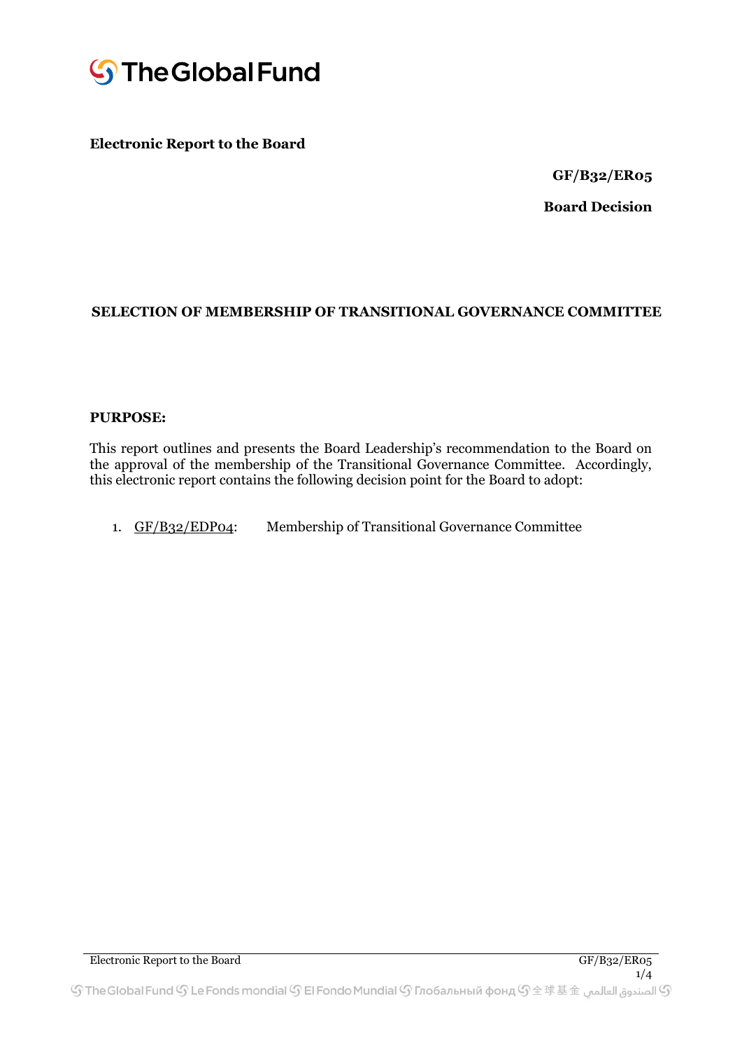**The Global Fund**

**Electronic Report to the Board**

**GF/B32/ER05**

**Board Decision**

## SELECTION OF MEMBERSHIP OF TRANSITIONAL GOVERNANCE COMMITTEE

**PURPOSE:**

This report outlines and presents the Board Leadership's recommendation to the Board on the approval of the membership of the Transitional Governance Committee. Accordingly, this electronic report contains the following decision point for the Board to adopt:

1. GF/B32/EDP04: Membership of Transitional Governance Committee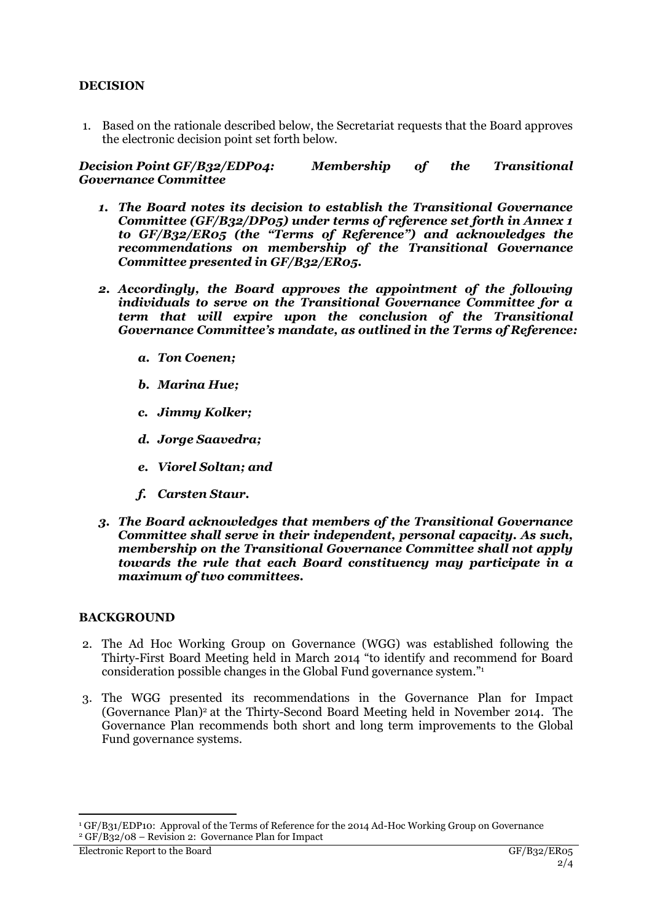## DECISION

1. Based on the rationale described below, the Secretariat requests that the Board approves the electronic decision point set forth below.

***Decision Point GF/B32/EDP04: Membership of the Transitional Governance Committee***

1. ***The Board notes its decision to establish the Transitional Governance Committee (GF/B32/DP05) under terms of reference set forth in Annex 1 to GF/B32/ER05 (the "Terms of Reference") and acknowledges the recommendations on membership of the Transitional Governance Committee presented in GF/B32/ER05.***

2. ***Accordingly, the Board approves the appointment of the following individuals to serve on the Transitional Governance Committee for a term that will expire upon the conclusion of the Transitional Governance Committee's mandate, as outlined in the Terms of Reference:***

   a. ***Ton Coenen;***

   b. ***Marina Hue;***

   c. ***Jimmy Kolker;***

   d. ***Jorge Saavedra;***

   e. ***Viorel Soltan; and***

   f. ***Carsten Staur.***

3. ***The Board acknowledges that members of the Transitional Governance Committee shall serve in their independent, personal capacity. As such, membership on the Transitional Governance Committee shall not apply towards the rule that each Board constituency may participate in a maximum of two committees.***

## BACKGROUND

2. The Ad Hoc Working Group on Governance (WGG) was established following the Thirty-First Board Meeting held in March 2014 "to identify and recommend for Board consideration possible changes in the Global Fund governance system."[1]

3. The WGG presented its recommendations in the Governance Plan for Impact (Governance Plan)[2] at the Thirty-Second Board Meeting held in November 2014. The Governance Plan recommends both short and long term improvements to the Global Fund governance systems.

---

[1] GF/B31/EDP10: Approval of the Terms of Reference for the 2014 Ad-Hoc Working Group on Governance

[2] GF/B32/08 – Revision 2: Governance Plan for Impact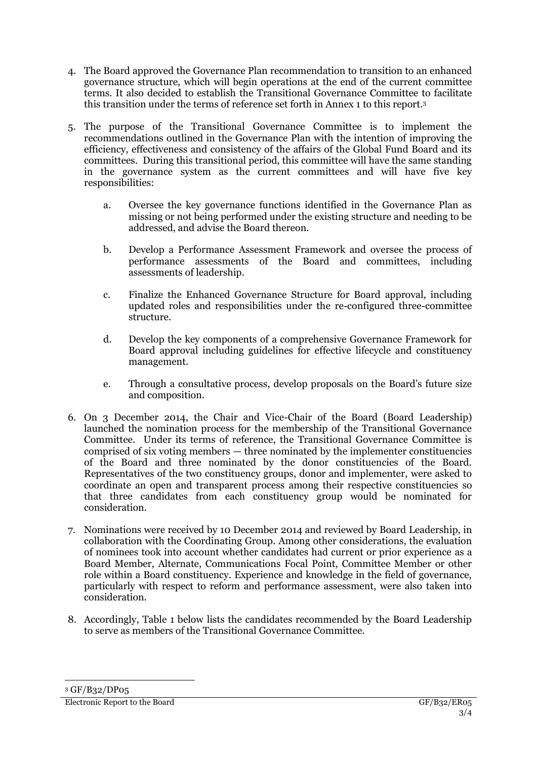4. The Board approved the Governance Plan recommendation to transition to an enhanced governance structure, which will begin operations at the end of the current committee terms. It also decided to establish the Transitional Governance Committee to facilitate this transition under the terms of reference set forth in Annex 1 to this report.[3]

5. The purpose of the Transitional Governance Committee is to implement the recommendations outlined in the Governance Plan with the intention of improving the efficiency, effectiveness and consistency of the affairs of the Global Fund Board and its committees. During this transitional period, this committee will have the same standing in the governance system as the current committees and will have five key responsibilities:

   a. Oversee the key governance functions identified in the Governance Plan as missing or not being performed under the existing structure and needing to be addressed, and advise the Board thereon.

   b. Develop a Performance Assessment Framework and oversee the process of performance assessments of the Board and committees, including assessments of leadership.

   c. Finalize the Enhanced Governance Structure for Board approval, including updated roles and responsibilities under the re-configured three-committee structure.

   d. Develop the key components of a comprehensive Governance Framework for Board approval including guidelines for effective lifecycle and constituency management.

   e. Through a consultative process, develop proposals on the Board's future size and composition.

6. On 3 December 2014, the Chair and Vice-Chair of the Board (Board Leadership) launched the nomination process for the membership of the Transitional Governance Committee. Under its terms of reference, the Transitional Governance Committee is comprised of six voting members — three nominated by the implementer constituencies of the Board and three nominated by the donor constituencies of the Board. Representatives of the two constituency groups, donor and implementer, were asked to coordinate an open and transparent process among their respective constituencies so that three candidates from each constituency group would be nominated for consideration.

7. Nominations were received by 10 December 2014 and reviewed by Board Leadership, in collaboration with the Coordinating Group. Among other considerations, the evaluation of nominees took into account whether candidates had current or prior experience as a Board Member, Alternate, Communications Focal Point, Committee Member or other role within a Board constituency. Experience and knowledge in the field of governance, particularly with respect to reform and performance assessment, were also taken into consideration.

8. Accordingly, Table 1 below lists the candidates recommended by the Board Leadership to serve as members of the Transitional Governance Committee.

[3] GF/B32/DP05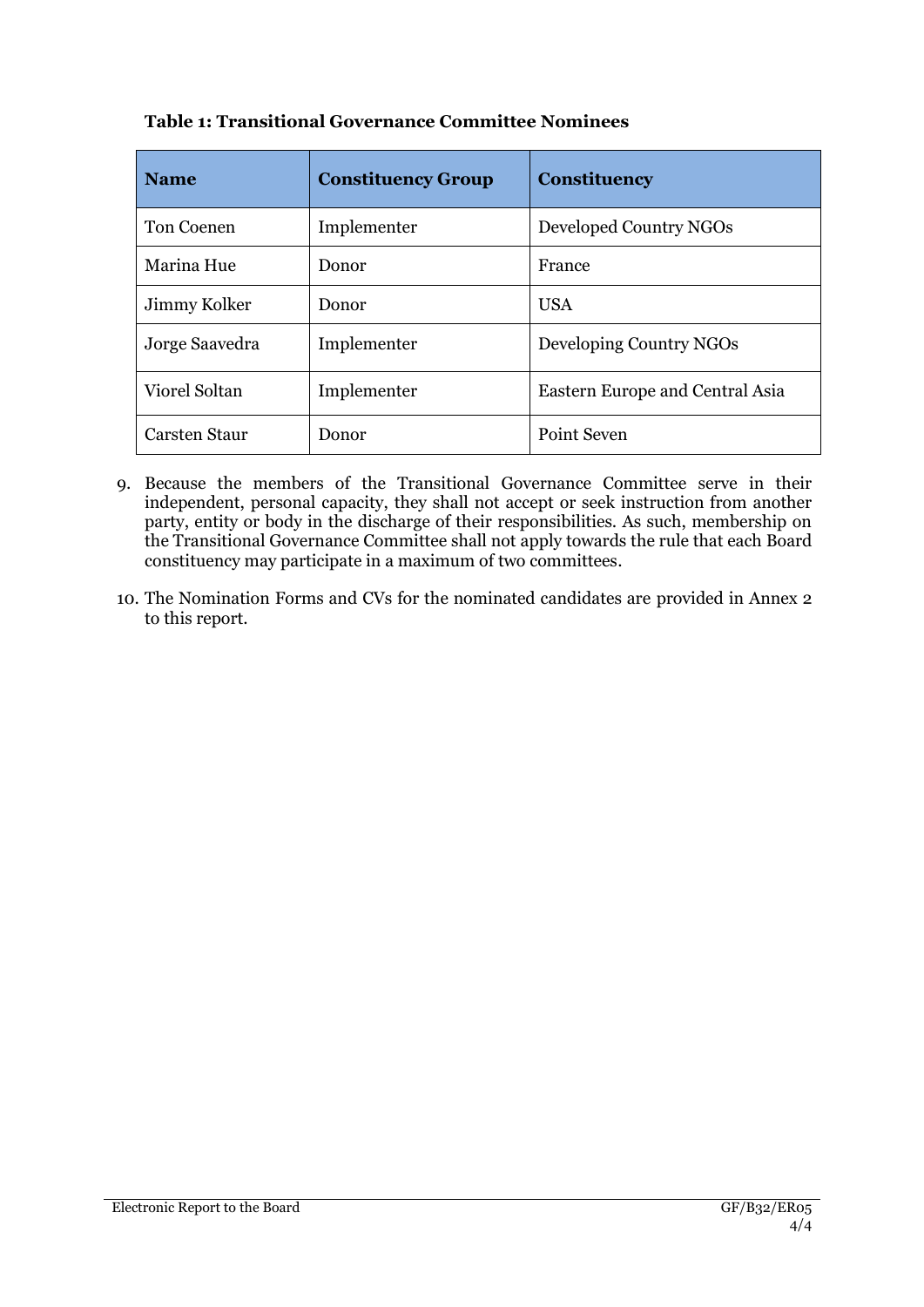**Table 1: Transitional Governance Committee Nominees**

| Name | Constituency Group | Constituency |
|---|---|---|
| Ton Coenen | Implementer | Developed Country NGOs |
| Marina Hue | Donor | France |
| Jimmy Kolker | Donor | USA |
| Jorge Saavedra | Implementer | Developing Country NGOs |
| Viorel Soltan | Implementer | Eastern Europe and Central Asia |
| Carsten Staur | Donor | Point Seven |

9. Because the members of the Transitional Governance Committee serve in their independent, personal capacity, they shall not accept or seek instruction from another party, entity or body in the discharge of their responsibilities. As such, membership on the Transitional Governance Committee shall not apply towards the rule that each Board constituency may participate in a maximum of two committees.

10. The Nomination Forms and CVs for the nominated candidates are provided in Annex 2 to this report.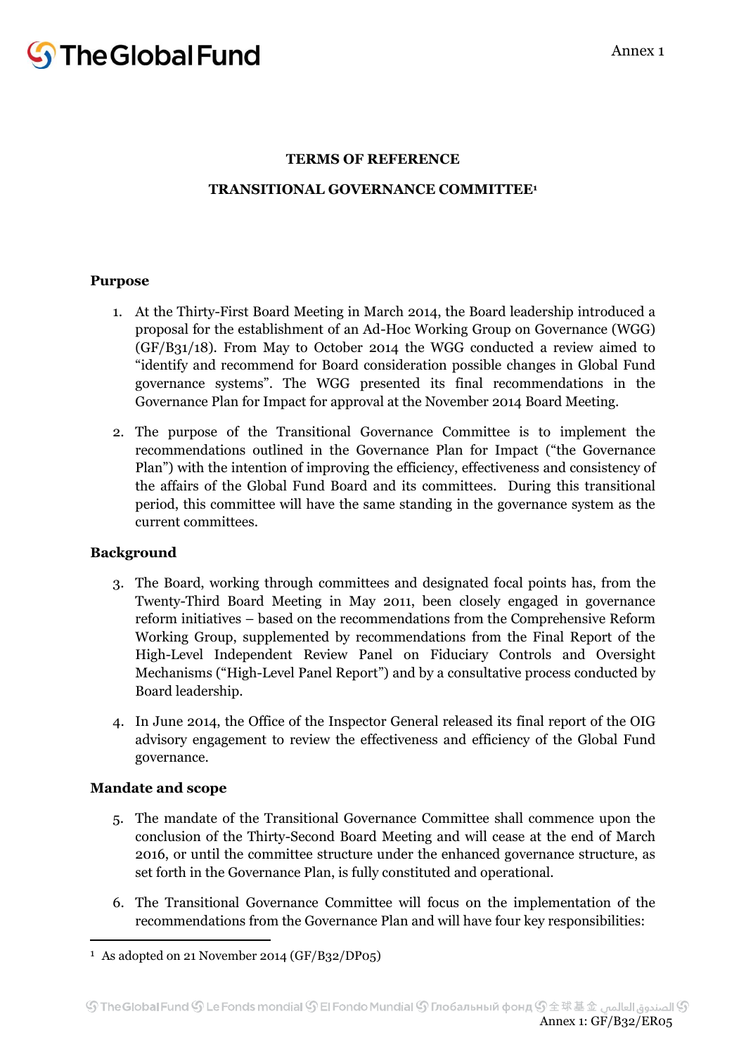Annex 1

**TERMS OF REFERENCE**

**TRANSITIONAL GOVERNANCE COMMITTEE[1]**

### Purpose

1. At the Thirty-First Board Meeting in March 2014, the Board leadership introduced a proposal for the establishment of an Ad-Hoc Working Group on Governance (WGG) (GF/B31/18). From May to October 2014 the WGG conducted a review aimed to "identify and recommend for Board consideration possible changes in Global Fund governance systems". The WGG presented its final recommendations in the Governance Plan for Impact for approval at the November 2014 Board Meeting.

2. The purpose of the Transitional Governance Committee is to implement the recommendations outlined in the Governance Plan for Impact ("the Governance Plan") with the intention of improving the efficiency, effectiveness and consistency of the affairs of the Global Fund Board and its committees. During this transitional period, this committee will have the same standing in the governance system as the current committees.

### Background

3. The Board, working through committees and designated focal points has, from the Twenty-Third Board Meeting in May 2011, been closely engaged in governance reform initiatives – based on the recommendations from the Comprehensive Reform Working Group, supplemented by recommendations from the Final Report of the High-Level Independent Review Panel on Fiduciary Controls and Oversight Mechanisms ("High-Level Panel Report") and by a consultative process conducted by Board leadership.

4. In June 2014, the Office of the Inspector General released its final report of the OIG advisory engagement to review the effectiveness and efficiency of the Global Fund governance.

### Mandate and scope

5. The mandate of the Transitional Governance Committee shall commence upon the conclusion of the Thirty-Second Board Meeting and will cease at the end of March 2016, or until the committee structure under the enhanced governance structure, as set forth in the Governance Plan, is fully constituted and operational.

6. The Transitional Governance Committee will focus on the implementation of the recommendations from the Governance Plan and will have four key responsibilities:

[1] As adopted on 21 November 2014 (GF/B32/DP05)

Annex 1: GF/B32/ER05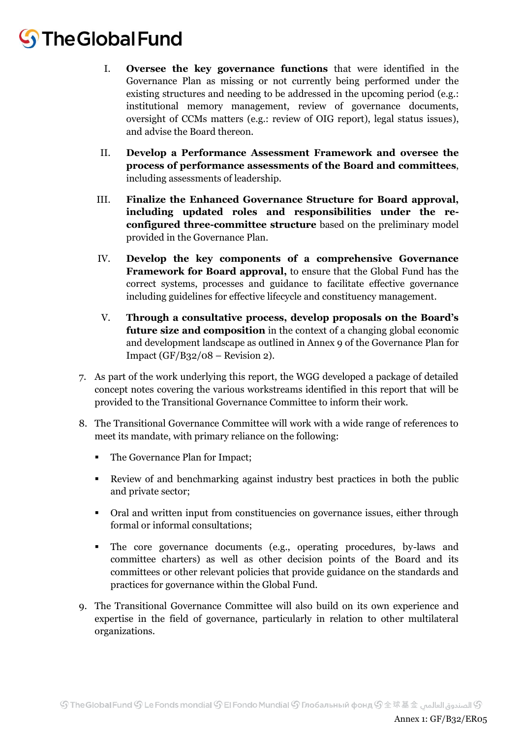I. **Oversee the key governance functions** that were identified in the Governance Plan as missing or not currently being performed under the existing structures and needing to be addressed in the upcoming period (e.g.: institutional memory management, review of governance documents, oversight of CCMs matters (e.g.: review of OIG report), legal status issues), and advise the Board thereon.

II. **Develop a Performance Assessment Framework and oversee the process of performance assessments of the Board and committees**, including assessments of leadership.

III. **Finalize the Enhanced Governance Structure for Board approval, including updated roles and responsibilities under the re-configured three-committee structure** based on the preliminary model provided in the Governance Plan.

IV. **Develop the key components of a comprehensive Governance Framework for Board approval,** to ensure that the Global Fund has the correct systems, processes and guidance to facilitate effective governance including guidelines for effective lifecycle and constituency management.

V. **Through a consultative process, develop proposals on the Board's future size and composition** in the context of a changing global economic and development landscape as outlined in Annex 9 of the Governance Plan for Impact (GF/B32/08 – Revision 2).

7. As part of the work underlying this report, the WGG developed a package of detailed concept notes covering the various workstreams identified in this report that will be provided to the Transitional Governance Committee to inform their work.

8. The Transitional Governance Committee will work with a wide range of references to meet its mandate, with primary reliance on the following:

   - The Governance Plan for Impact;
   - Review of and benchmarking against industry best practices in both the public and private sector;
   - Oral and written input from constituencies on governance issues, either through formal or informal consultations;
   - The core governance documents (e.g., operating procedures, by-laws and committee charters) as well as other decision points of the Board and its committees or other relevant policies that provide guidance on the standards and practices for governance within the Global Fund.

9. The Transitional Governance Committee will also build on its own experience and expertise in the field of governance, particularly in relation to other multilateral organizations.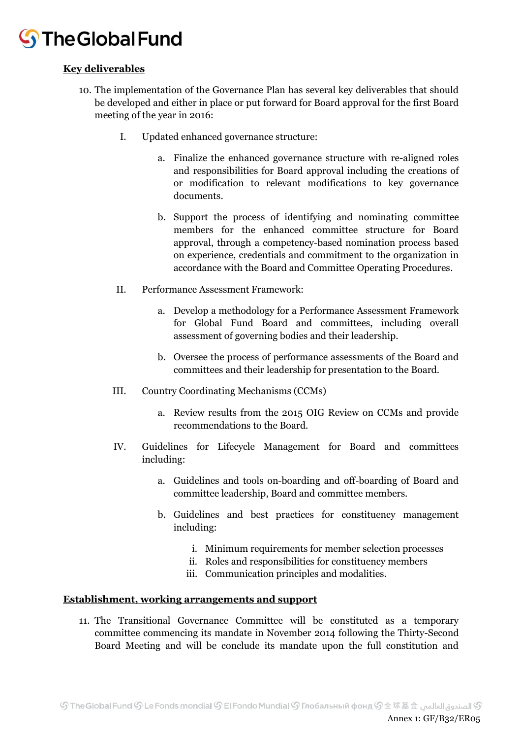**Key deliverables**

10. The implementation of the Governance Plan has several key deliverables that should be developed and either in place or put forward for Board approval for the first Board meeting of the year in 2016:

    I. Updated enhanced governance structure:

        a. Finalize the enhanced governance structure with re-aligned roles and responsibilities for Board approval including the creations of or modification to relevant modifications to key governance documents.

        b. Support the process of identifying and nominating committee members for the enhanced committee structure for Board approval, through a competency-based nomination process based on experience, credentials and commitment to the organization in accordance with the Board and Committee Operating Procedures.

    II. Performance Assessment Framework:

        a. Develop a methodology for a Performance Assessment Framework for Global Fund Board and committees, including overall assessment of governing bodies and their leadership.

        b. Oversee the process of performance assessments of the Board and committees and their leadership for presentation to the Board.

    III. Country Coordinating Mechanisms (CCMs)

        a. Review results from the 2015 OIG Review on CCMs and provide recommendations to the Board.

    IV. Guidelines for Lifecycle Management for Board and committees including:

        a. Guidelines and tools on-boarding and off-boarding of Board and committee leadership, Board and committee members.

        b. Guidelines and best practices for constituency management including:

            i. Minimum requirements for member selection processes
            ii. Roles and responsibilities for constituency members
            iii. Communication principles and modalities.

**Establishment, working arrangements and support**

11. The Transitional Governance Committee will be constituted as a temporary committee commencing its mandate in November 2014 following the Thirty-Second Board Meeting and will be conclude its mandate upon the full constitution and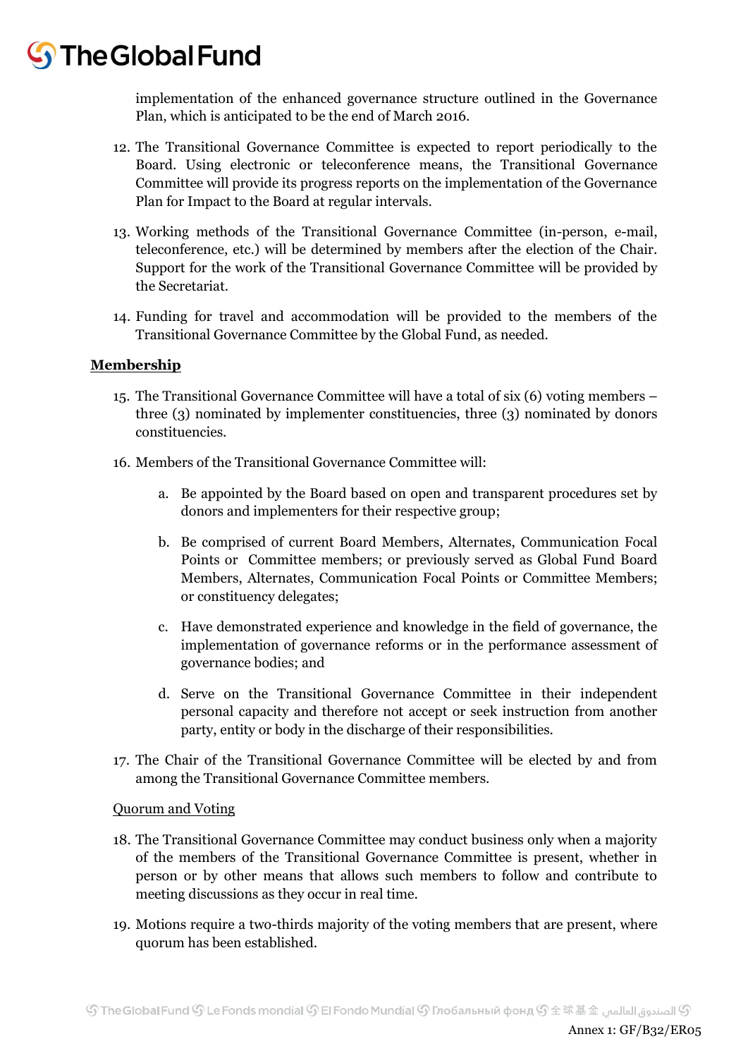implementation of the enhanced governance structure outlined in the Governance Plan, which is anticipated to be the end of March 2016.

12. The Transitional Governance Committee is expected to report periodically to the Board. Using electronic or teleconference means, the Transitional Governance Committee will provide its progress reports on the implementation of the Governance Plan for Impact to the Board at regular intervals.

13. Working methods of the Transitional Governance Committee (in-person, e-mail, teleconference, etc.) will be determined by members after the election of the Chair. Support for the work of the Transitional Governance Committee will be provided by the Secretariat.

14. Funding for travel and accommodation will be provided to the members of the Transitional Governance Committee by the Global Fund, as needed.

**Membership**

15. The Transitional Governance Committee will have a total of six (6) voting members – three (3) nominated by implementer constituencies, three (3) nominated by donors constituencies.

16. Members of the Transitional Governance Committee will:

    a. Be appointed by the Board based on open and transparent procedures set by donors and implementers for their respective group;

    b. Be comprised of current Board Members, Alternates, Communication Focal Points or Committee members; or previously served as Global Fund Board Members, Alternates, Communication Focal Points or Committee Members; or constituency delegates;

    c. Have demonstrated experience and knowledge in the field of governance, the implementation of governance reforms or in the performance assessment of governance bodies; and

    d. Serve on the Transitional Governance Committee in their independent personal capacity and therefore not accept or seek instruction from another party, entity or body in the discharge of their responsibilities.

17. The Chair of the Transitional Governance Committee will be elected by and from among the Transitional Governance Committee members.

Quorum and Voting

18. The Transitional Governance Committee may conduct business only when a majority of the members of the Transitional Governance Committee is present, whether in person or by other means that allows such members to follow and contribute to meeting discussions as they occur in real time.

19. Motions require a two-thirds majority of the voting members that are present, where quorum has been established.